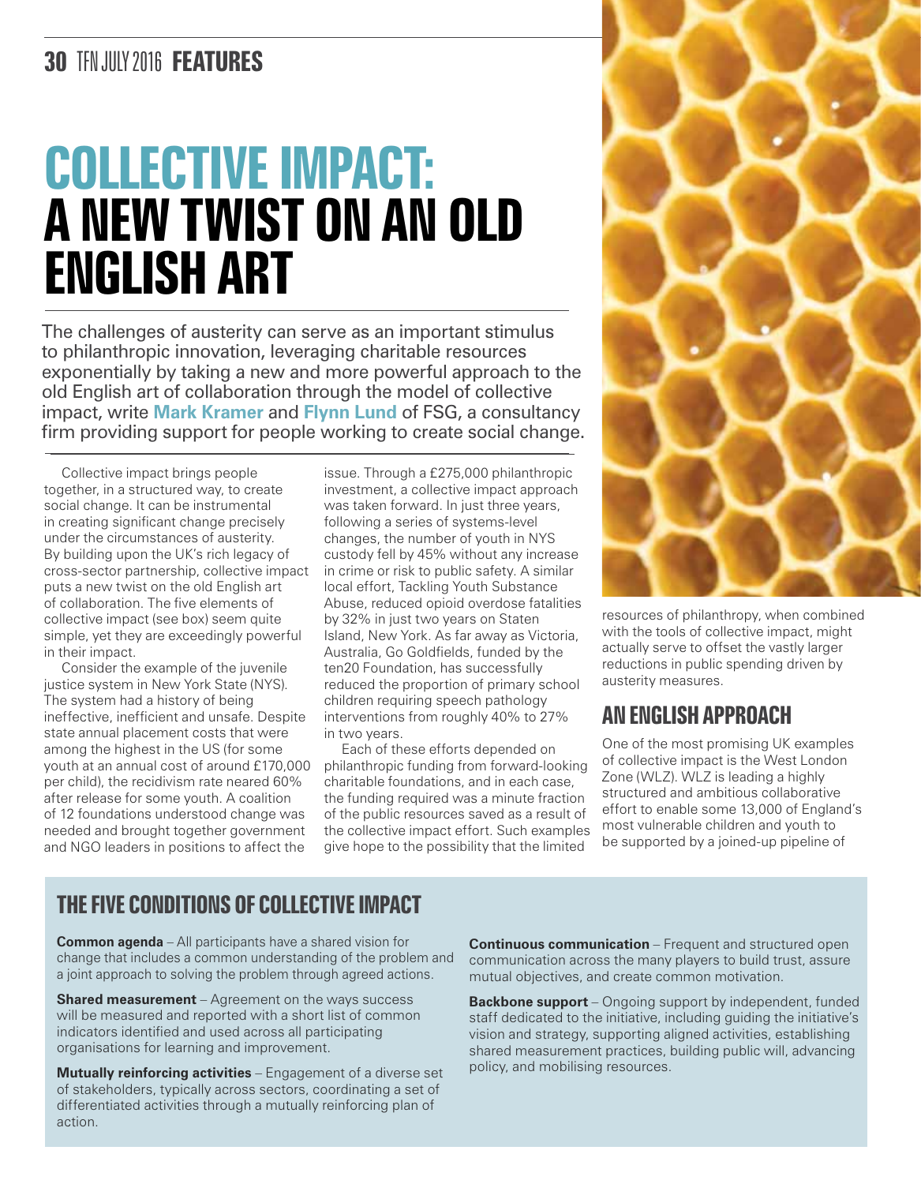# COLLECTIVE IMPACT: A NEW TWIST ON AN OLD ENGLISH ART

The challenges of austerity can serve as an important stimulus to philanthropic innovation, leveraging charitable resources exponentially by taking a new and more powerful approach to the old English art of collaboration through the model of collective impact, write **Mark Kramer** and **Flynn Lund** of FSG, a consultancy firm providing support for people working to create social change.

Collective impact brings people together, in a structured way, to create social change. It can be instrumental in creating significant change precisely under the circumstances of austerity. By building upon the UK's rich legacy of cross-sector partnership, collective impact puts a new twist on the old English art of collaboration. The five elements of collective impact (see box) seem quite simple, yet they are exceedingly powerful in their impact.

Consider the example of the juvenile justice system in New York State (NYS). The system had a history of being ineffective, inefficient and unsafe. Despite state annual placement costs that were among the highest in the US (for some youth at an annual cost of around £170,000 per child), the recidivism rate neared 60% after release for some youth. A coalition of 12 foundations understood change was needed and brought together government and NGO leaders in positions to affect the issue. Through a £275,000 philanthropic investment, a collective impact approach was taken forward. In just three years, following a series of systems-level changes, the number of youth in NYS custody fell by 45% without any increase in crime or risk to public safety. A similar local effort, Tackling Youth Substance Abuse, reduced opioid overdose fatalities by 32% in just two years on Staten Island, New York. As far away as Victoria, Australia, Go Goldfields, funded by the ten20 Foundation, has successfully reduced the proportion of primary school children requiring speech pathology interventions from roughly 40% to 27% in two years.

Each of these efforts depended on philanthropic funding from forward-looking charitable foundations, and in each case, the funding required was a minute fraction of the public resources saved as a result of the collective impact effort. Such examples give hope to the possibility that the limited resources of philanthropy, when combined with the tools of collective impact, might actually serve to offset the vastly larger reductions in public spending driven by austerity measures.

## AN ENGLISH APPROACH

One of the most promising UK examples of collective impact is the West London Zone (WLZ). WLZ is leading a highly structured and ambitious collaborative effort to enable some 13,000 of England's most vulnerable children and youth to be supported by a joined-up pipeline of

## THE FIVE CONDITIONS OF COLLECTIVE IMPACT

**Common agenda** – All participants have a shared vision for change that includes a common understanding of the problem and a joint approach to solving the problem through agreed actions.

**Shared measurement** – Agreement on the ways success will be measured and reported with a short list of common indicators identified and used across all participating organisations for learning and improvement.

**Mutually reinforcing activities** – Engagement of a diverse set of stakeholders, typically across sectors, coordinating a set of differentiated activities through a mutually reinforcing plan of action.

**Continuous communication** – Frequent and structured open communication across the many players to build trust, assure mutual objectives, and create common motivation.

**Backbone support** – Ongoing support by independent, funded staff dedicated to the initiative, including guiding the initiative's vision and strategy, supporting aligned activities, establishing shared measurement practices, building public will, advancing policy, and mobilising resources.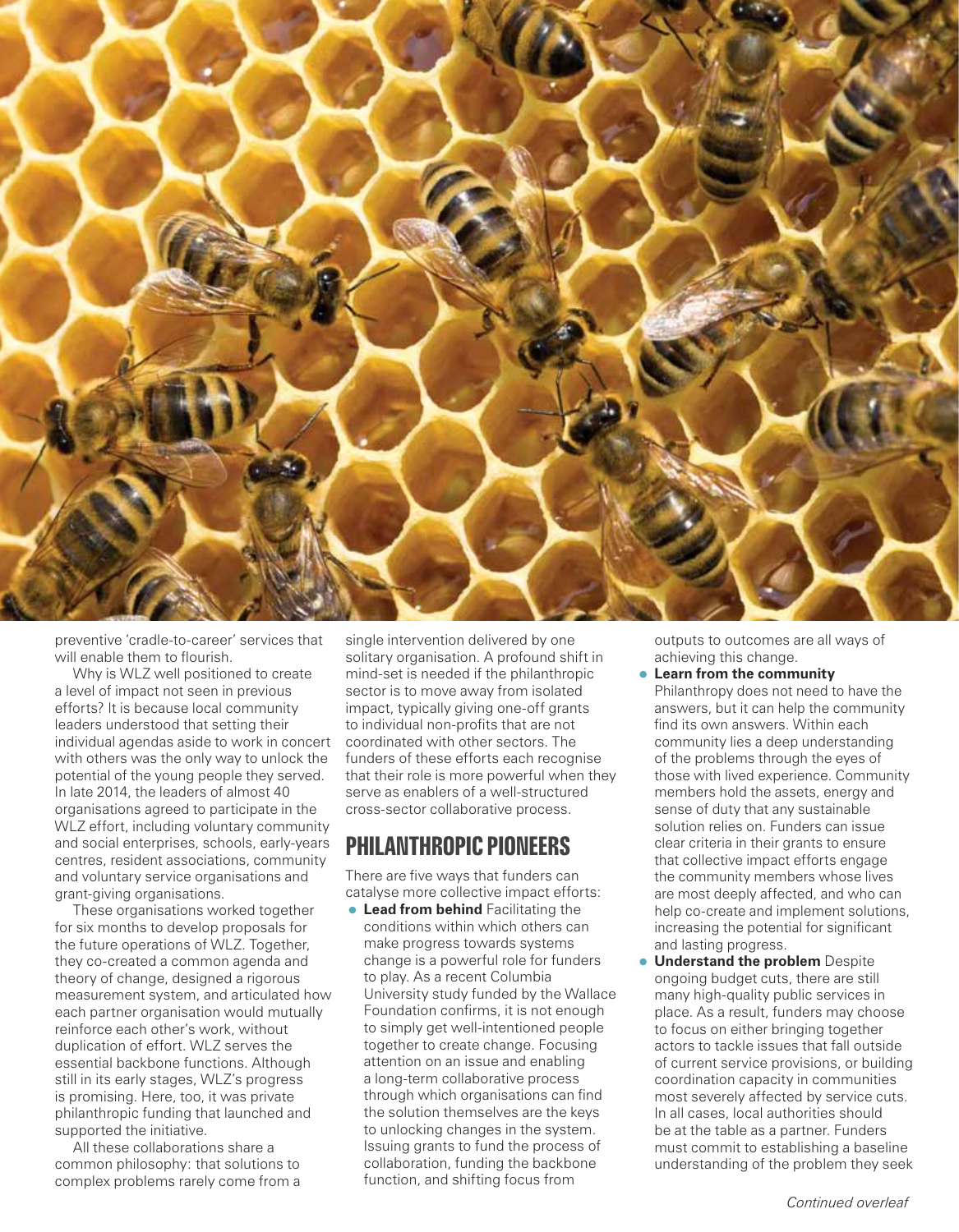preventive 'cradle-to-career' services that will enable them to flourish.

Why is WLZ well positioned to create a level of impact not seen in previous efforts? It is because local community leaders understood that setting their individual agendas aside to work in concert with others was the only way to unlock the potential of the young people they served. In late 2014, the leaders of almost 40 organisations agreed to participate in the WLZ effort, including voluntary community and social enterprises, schools, early-years centres, resident associations, community and voluntary service organisations and grant-giving organisations.

These organisations worked together for six months to develop proposals for the future operations of WLZ. Together, they co-created a common agenda and theory of change, designed a rigorous measurement system, and articulated how each partner organisation would mutually reinforce each other's work, without duplication of effort. WLZ serves the essential backbone functions. Although still in its early stages, WLZ's progress is promising. Here, too, it was private philanthropic funding that launched and supported the initiative.

All these collaborations share a common philosophy: that solutions to complex problems rarely come from a single intervention delivered by one solitary organisation. A profound shift in mind-set is needed if the philanthropic sector is to move away from isolated impact, typically giving one-off grants to individual non-profits that are not coordinated with other sectors. The funders of these efforts each recognise that their role is more powerful when they serve as enablers of a well-structured cross-sector collaborative process.

## PHILANTHROPIC PIONEERS

There are five ways that funders can catalyse more collective impact efforts:

- **Lead from behind** Facilitating the conditions within which others can make progress towards systems change is a powerful role for funders to play. As a recent Columbia University study funded by the Wallace Foundation confirms, it is not enough to simply get well-intentioned people together to create change. Focusing attention on an issue and enabling a long-term collaborative process through which organisations can find the solution themselves are the keys to unlocking changes in the system. Issuing grants to fund the process of collaboration, funding the backbone function, and shifting focus from outputs to outcomes are all ways of achieving this change.
- **Learn from the community** Philanthropy does not need to have the answers, but it can help the community find its own answers. Within each community lies a deep understanding of the problems through the eyes of those with lived experience. Community members hold the assets, energy and sense of duty that any sustainable solution relies on. Funders can issue clear criteria in their grants to ensure that collective impact efforts engage the community members whose lives are most deeply affected, and who can help co-create and implement solutions, increasing the potential for significant and lasting progress.
- **Understand the problem** Despite ongoing budget cuts, there are still many high-quality public services in place. As a result, funders may choose to focus on either bringing together actors to tackle issues that fall outside of current service provisions, or building coordination capacity in communities most severely affected by service cuts. In all cases, local authorities should be at the table as a partner. Funders must commit to establishing a baseline understanding of the problem they seek

*Continued overleaf*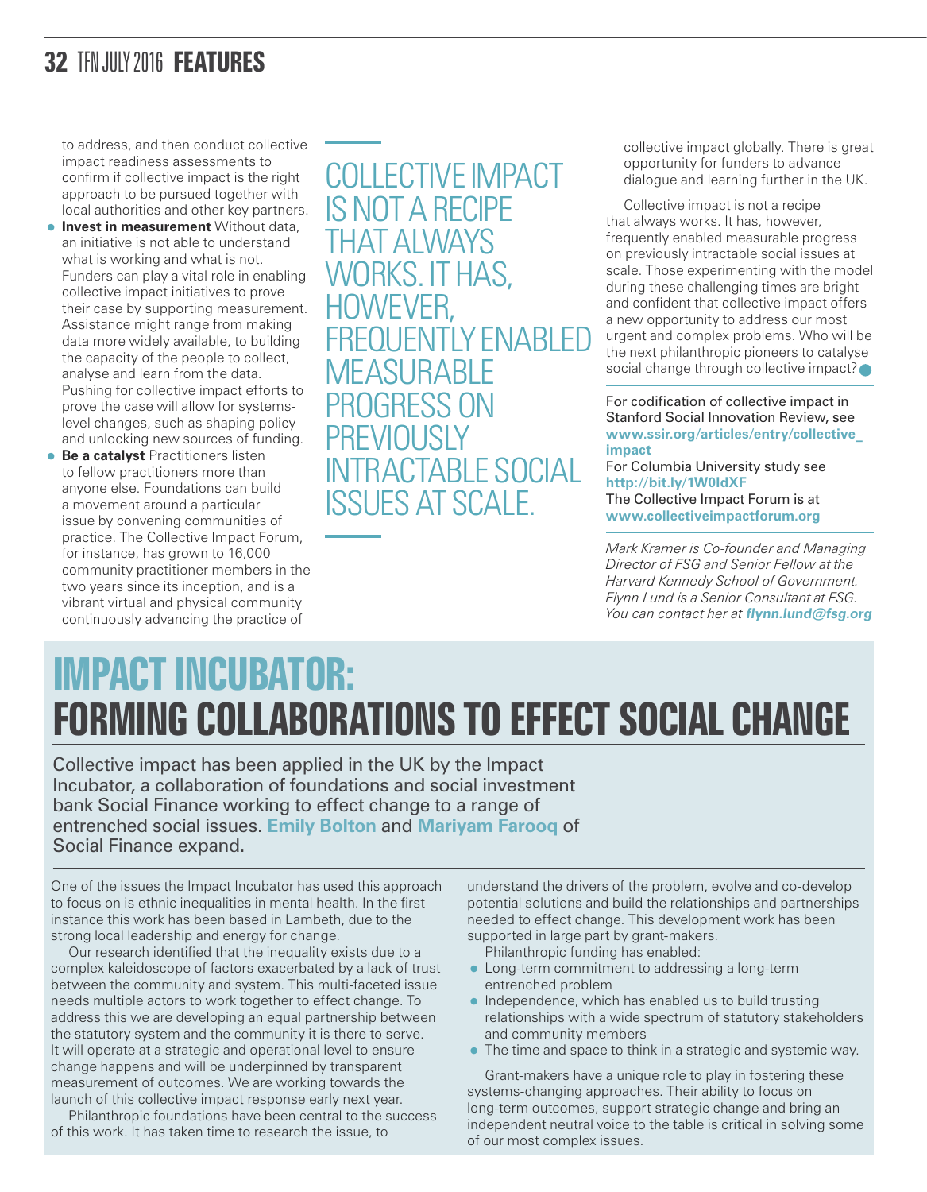to address, and then conduct collective impact readiness assessments to confirm if collective impact is the right approach to be pursued together with local authorities and other key partners.

- **Invest in measurement** Without data, an initiative is not able to understand what is working and what is not. Funders can play a vital role in enabling collective impact initiatives to prove their case by supporting measurement. Assistance might range from making data more widely available, to building the capacity of the people to collect, analyse and learn from the data. Pushing for collective impact efforts to prove the case will allow for systems-level changes, such as shaping policy and unlocking new sources of funding.
- **Be a catalyst** Practitioners listen to fellow practitioners more than anyone else. Foundations can build a movement around a particular issue by convening communities of practice. The Collective Impact Forum, for instance, has grown to 16,000 community practitioner members in the two years since its inception, and is a vibrant virtual and physical community continuously advancing the practice of collective impact globally. There is great opportunity for funders to advance dialogue and learning further in the UK.

> COLLECTIVE IMPACT IS NOT A RECIPE THAT ALWAYS WORKS. IT HAS, HOWEVER, FREQUENTLY ENABLED MEASURABLE PROGRESS ON PREVIOUSLY INTRACTABLE SOCIAL ISSUES AT SCALE.

Collective impact is not a recipe that always works. It has, however, frequently enabled measurable progress on previously intractable social issues at scale. Those experimenting with the model during these challenging times are bright and confident that collective impact offers a new opportunity to address our most urgent and complex problems. Who will be the next philanthropic pioneers to catalyse social change through collective impact?

For codification of collective impact in Stanford Social Innovation Review, see **www.ssir.org/articles/entry/collective_impact**

For Columbia University study see **http://bit.ly/1W0ldXF**

The Collective Impact Forum is at **www.collectiveimpactforum.org**

*Mark Kramer is Co-founder and Managing Director of FSG and Senior Fellow at the Harvard Kennedy School of Government. Flynn Lund is a Senior Consultant at FSG. You can contact her at* ***flynn.lund@fsg.org***

# IMPACT INCUBATOR: FORMING COLLABORATIONS TO EFFECT SOCIAL CHANGE

Collective impact has been applied in the UK by the Impact Incubator, a collaboration of foundations and social investment bank Social Finance working to effect change to a range of entrenched social issues. **Emily Bolton** and **Mariyam Farooq** of Social Finance expand.

One of the issues the Impact Incubator has used this approach to focus on is ethnic inequalities in mental health. In the first instance this work has been based in Lambeth, due to the strong local leadership and energy for change.

Our research identified that the inequality exists due to a complex kaleidoscope of factors exacerbated by a lack of trust between the community and system. This multi-faceted issue needs multiple actors to work together to effect change. To address this we are developing an equal partnership between the statutory system and the community it is there to serve. It will operate at a strategic and operational level to ensure change happens and will be underpinned by transparent measurement of outcomes. We are working towards the launch of this collective impact response early next year.

Philanthropic foundations have been central to the success of this work. It has taken time to research the issue, to understand the drivers of the problem, evolve and co-develop potential solutions and build the relationships and partnerships needed to effect change. This development work has been supported in large part by grant-makers.

Philanthropic funding has enabled:

- Long-term commitment to addressing a long-term entrenched problem
- Independence, which has enabled us to build trusting relationships with a wide spectrum of statutory stakeholders and community members
- The time and space to think in a strategic and systemic way.

Grant-makers have a unique role to play in fostering these systems-changing approaches. Their ability to focus on long-term outcomes, support strategic change and bring an independent neutral voice to the table is critical in solving some of our most complex issues.